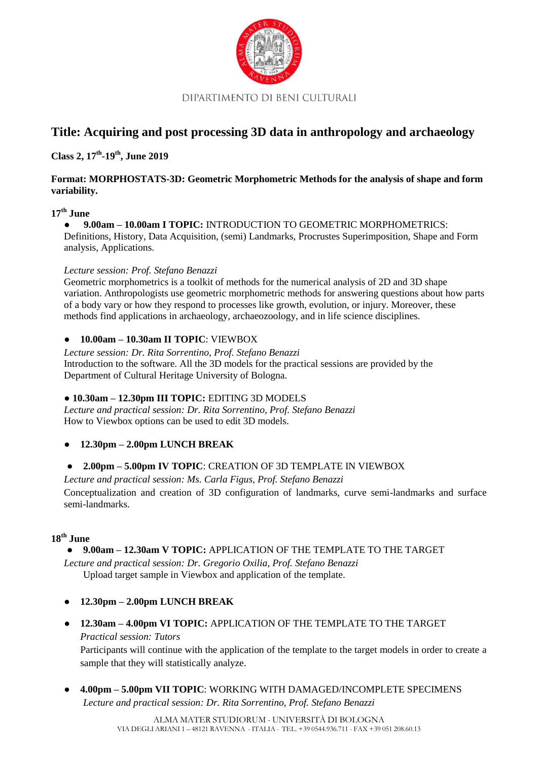DIPARTIMENTO DI BENI CULTURALI

# Title: Acquiring and post processing 3D data in anthropology and archaeology

**Class 2, 17th-19th, June 2019**

**Format: MORPHOSTATS-3D: Geometric Morphometric Methods for the analysis of shape and form variability.**

## 17th June

- **9.00am – 10.00am I TOPIC:** INTRODUCTION TO GEOMETRIC MORPHOMETRICS: Definitions, History, Data Acquisition, (semi) Landmarks, Procrustes Superimposition, Shape and Form analysis, Applications.

  *Lecture session: Prof. Stefano Benazzi*
  Geometric morphometrics is a toolkit of methods for the numerical analysis of 2D and 3D shape variation. Anthropologists use geometric morphometric methods for answering questions about how parts of a body vary or how they respond to processes like growth, evolution, or injury. Moreover, these methods find applications in archaeology, archaeozoology, and in life science disciplines.

- **10.00am – 10.30am II TOPIC**: VIEWBOX
  *Lecture session: Dr. Rita Sorrentino, Prof. Stefano Benazzi*
  Introduction to the software. All the 3D models for the practical sessions are provided by the Department of Cultural Heritage University of Bologna.

- **10.30am – 12.30pm III TOPIC:** EDITING 3D MODELS
  *Lecture and practical session: Dr. Rita Sorrentino, Prof. Stefano Benazzi*
  How to Viewbox options can be used to edit 3D models.

- **12.30pm – 2.00pm LUNCH BREAK**

- **2.00pm – 5.00pm IV TOPIC**: CREATION OF 3D TEMPLATE IN VIEWBOX
  *Lecture and practical session: Ms. Carla Figus, Prof. Stefano Benazzi*
  Conceptualization and creation of 3D configuration of landmarks, curve semi-landmarks and surface semi-landmarks.

## 18th June

- **9.00am – 12.30am V TOPIC:** APPLICATION OF THE TEMPLATE TO THE TARGET
  *Lecture and practical session: Dr. Gregorio Oxilia, Prof. Stefano Benazzi*
  Upload target sample in Viewbox and application of the template.

- **12.30pm – 2.00pm LUNCH BREAK**

- **12.30am – 4.00pm VI TOPIC:** APPLICATION OF THE TEMPLATE TO THE TARGET
  *Practical session: Tutors*
  Participants will continue with the application of the template to the target models in order to create a sample that they will statistically analyze.

- **4.00pm – 5.00pm VII TOPIC**: WORKING WITH DAMAGED/INCOMPLETE SPECIMENS
  *Lecture and practical session: Dr. Rita Sorrentino, Prof. Stefano Benazzi*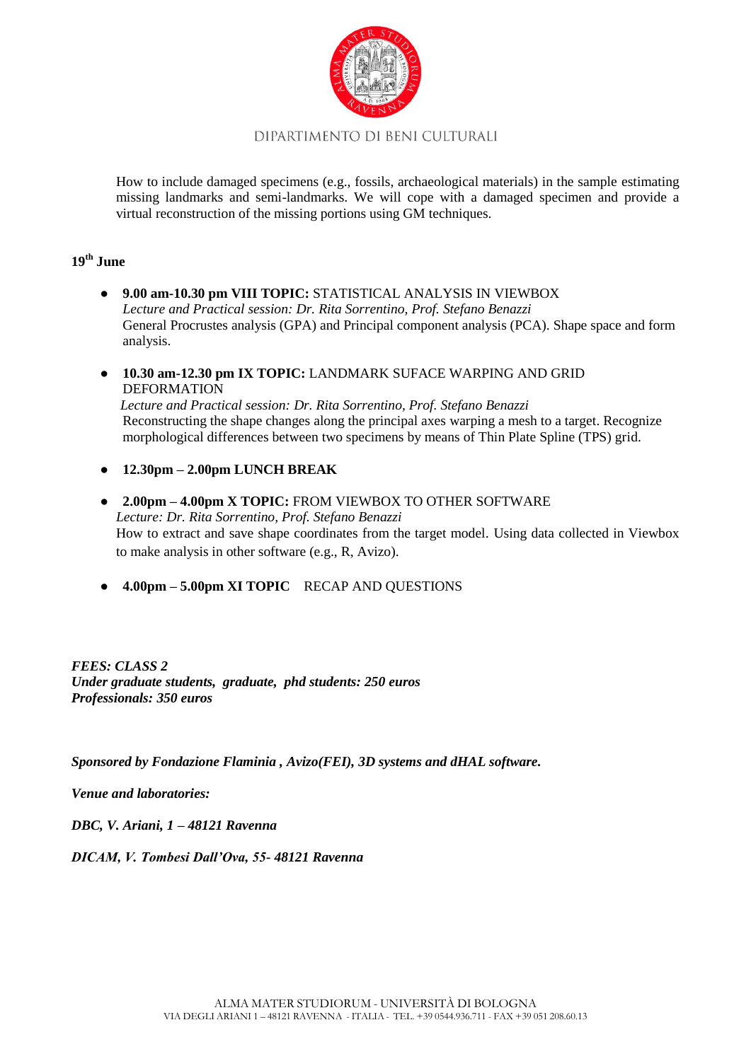How to include damaged specimens (e.g., fossils, archaeological materials) in the sample estimating missing landmarks and semi-landmarks. We will cope with a damaged specimen and provide a virtual reconstruction of the missing portions using GM techniques.

**19th June**

- **9.00 am-10.30 pm VIII TOPIC:** STATISTICAL ANALYSIS IN VIEWBOX
  *Lecture and Practical session: Dr. Rita Sorrentino, Prof. Stefano Benazzi*
  General Procrustes analysis (GPA) and Principal component analysis (PCA). Shape space and form analysis.

- **10.30 am-12.30 pm IX TOPIC:** LANDMARK SUFACE WARPING AND GRID DEFORMATION
  *Lecture and Practical session: Dr. Rita Sorrentino, Prof. Stefano Benazzi*
  Reconstructing the shape changes along the principal axes warping a mesh to a target. Recognize morphological differences between two specimens by means of Thin Plate Spline (TPS) grid.

- **12.30pm – 2.00pm LUNCH BREAK**

- **2.00pm – 4.00pm X TOPIC:** FROM VIEWBOX TO OTHER SOFTWARE
  *Lecture: Dr. Rita Sorrentino, Prof. Stefano Benazzi*
  How to extract and save shape coordinates from the target model. Using data collected in Viewbox to make analysis in other software (e.g., R, Avizo).

- **4.00pm – 5.00pm XI TOPIC** RECAP AND QUESTIONS

***FEES: CLASS 2***
***Under graduate students, graduate, phd students: 250 euros***
***Professionals: 350 euros***

***Sponsored by Fondazione Flaminia , Avizo(FEI), 3D systems and dHAL software.***

***Venue and laboratories:***

***DBC, V. Ariani, 1 – 48121 Ravenna***

***DICAM, V. Tombesi Dall'Ova, 55- 48121 Ravenna***